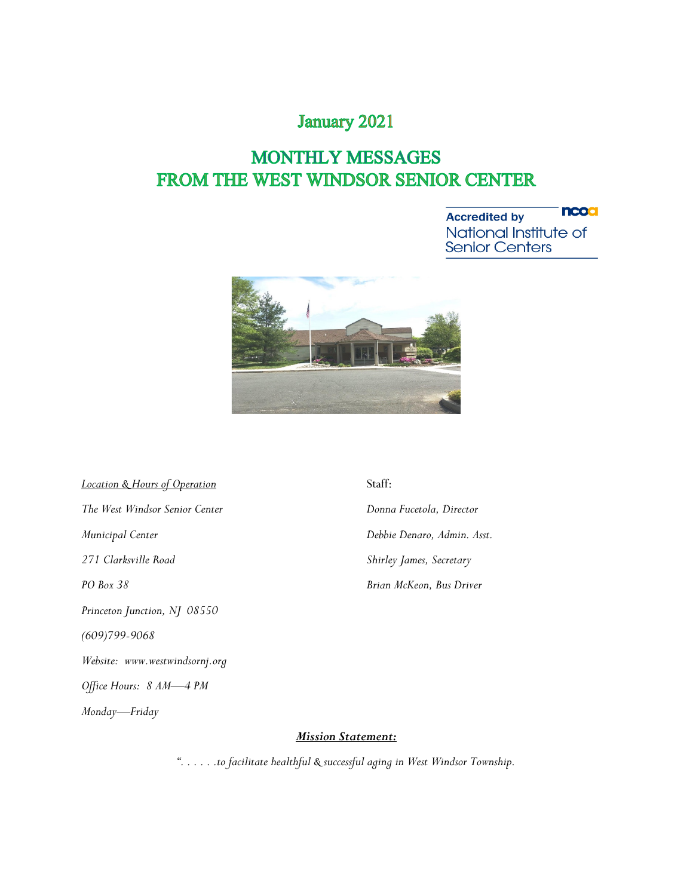# January 2021

# MONTHLY MESSAGES FROM THE WEST WINDSOR SENIOR CENTER

Accredited by National Institute of Senior Centers

*Location & Hours of Operation*

*The West Windsor Senior Center*

*Municipal Center*

*271 Clarksville Road*

*PO Box 38*

*Princeton Junction, NJ 08550*

*(609)799-9068*

*Website: www.westwindsornj.org*

*Office Hours: 8 AM—4 PM*

*Monday—Friday*

Staff:

*Donna Fucetola, Director*

*Debbie Denaro, Admin. Asst.*

*Shirley James, Secretary*

*Brian McKeon, Bus Driver*

***Mission Statement:***

*". . . . . .to facilitate healthful & successful aging in West Windsor Township.*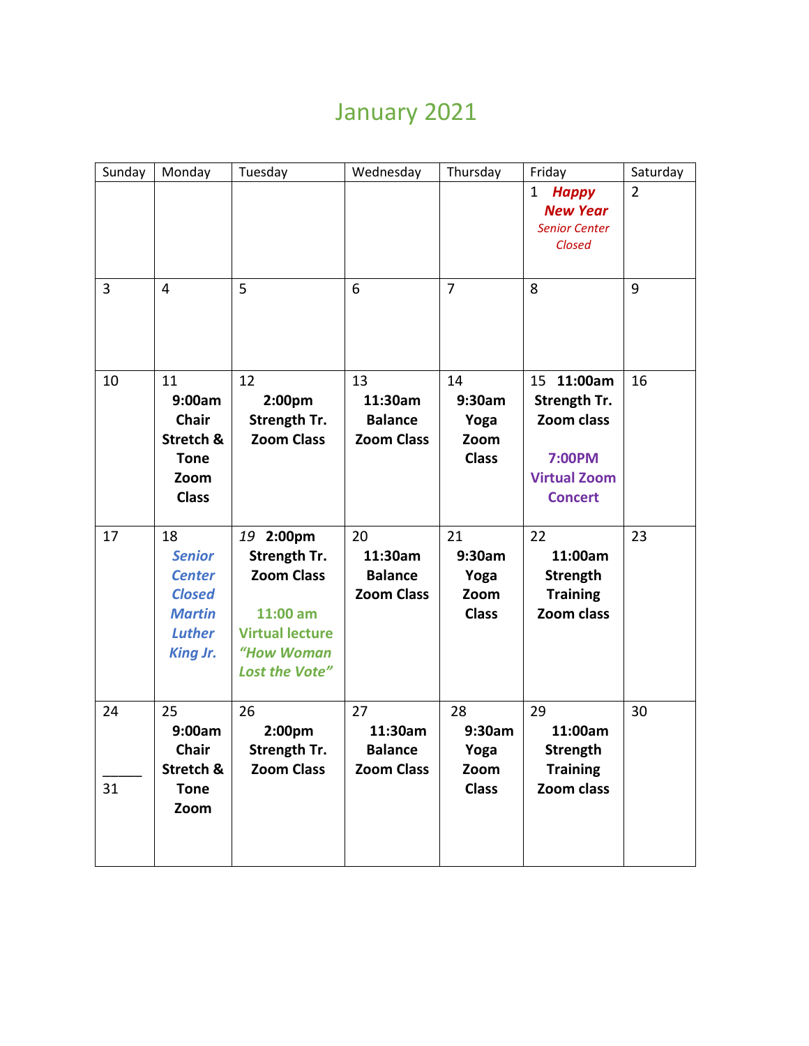# January 2021

| Sunday | Monday | Tuesday | Wednesday | Thursday | Friday | Saturday |
|---|---|---|---|---|---|---|
| | | | | | 1 ***Happy New Year*** *Senior Center Closed* | 2 |
| 3 | 4 | 5 | 6 | 7 | 8 | 9 |
| 10 | 11 **9:00am Chair Stretch & Tone Zoom Class** | 12 **2:00pm Strength Tr. Zoom Class** | 13 **11:30am Balance Zoom Class** | 14 **9:30am Yoga Zoom Class** | 15 **11:00am Strength Tr. Zoom class** **7:00PM Virtual Zoom Concert** | 16 |
| 17 | 18 ***Senior Center Closed Martin Luther King Jr.*** | *19* **2:00pm Strength Tr. Zoom Class** **11:00 am Virtual lecture** ***"How Woman Lost the Vote"*** | 20 **11:30am Balance Zoom Class** | 21 **9:30am Yoga Zoom Class** | 22 **11:00am Strength Training Zoom class** | 23 |
| 24 _____ 31 | 25 **9:00am Chair Stretch & Tone Zoom** | 26 **2:00pm Strength Tr. Zoom Class** | 27 **11:30am Balance Zoom Class** | 28 **9:30am Yoga Zoom Class** | 29 **11:00am Strength Training Zoom class** | 30 |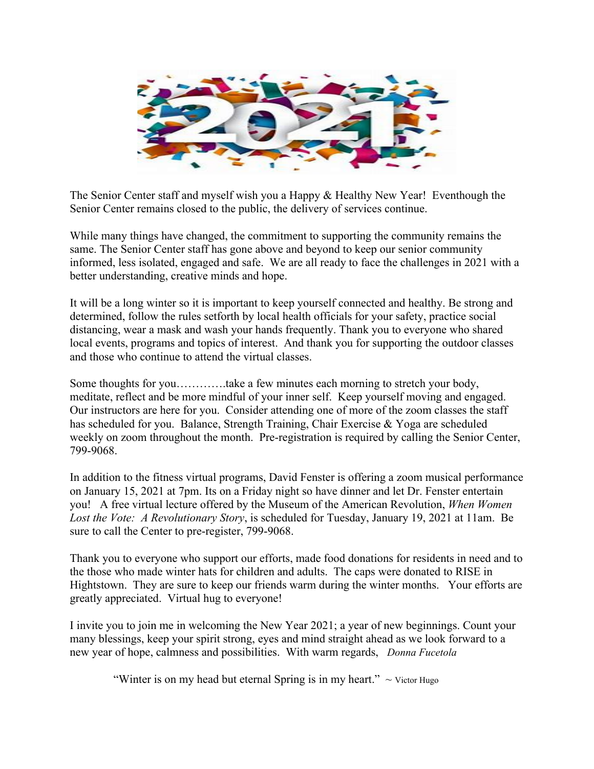The Senior Center staff and myself wish you a Happy & Healthy New Year! Eventhough the Senior Center remains closed to the public, the delivery of services continue.

While many things have changed, the commitment to supporting the community remains the same. The Senior Center staff has gone above and beyond to keep our senior community informed, less isolated, engaged and safe. We are all ready to face the challenges in 2021 with a better understanding, creative minds and hope.

It will be a long winter so it is important to keep yourself connected and healthy. Be strong and determined, follow the rules setforth by local health officials for your safety, practice social distancing, wear a mask and wash your hands frequently. Thank you to everyone who shared local events, programs and topics of interest. And thank you for supporting the outdoor classes and those who continue to attend the virtual classes.

Some thoughts for you…………take a few minutes each morning to stretch your body, meditate, reflect and be more mindful of your inner self. Keep yourself moving and engaged. Our instructors are here for you. Consider attending one of more of the zoom classes the staff has scheduled for you. Balance, Strength Training, Chair Exercise & Yoga are scheduled weekly on zoom throughout the month. Pre-registration is required by calling the Senior Center, 799-9068.

In addition to the fitness virtual programs, David Fenster is offering a zoom musical performance on January 15, 2021 at 7pm. Its on a Friday night so have dinner and let Dr. Fenster entertain you! A free virtual lecture offered by the Museum of the American Revolution, *When Women Lost the Vote: A Revolutionary Story*, is scheduled for Tuesday, January 19, 2021 at 11am. Be sure to call the Center to pre-register, 799-9068.

Thank you to everyone who support our efforts, made food donations for residents in need and to the those who made winter hats for children and adults. The caps were donated to RISE in Hightstown. They are sure to keep our friends warm during the winter months. Your efforts are greatly appreciated. Virtual hug to everyone!

I invite you to join me in welcoming the New Year 2021; a year of new beginnings. Count your many blessings, keep your spirit strong, eyes and mind straight ahead as we look forward to a new year of hope, calmness and possibilities. With warm regards, *Donna Fucetola*

"Winter is on my head but eternal Spring is in my heart." ~ Victor Hugo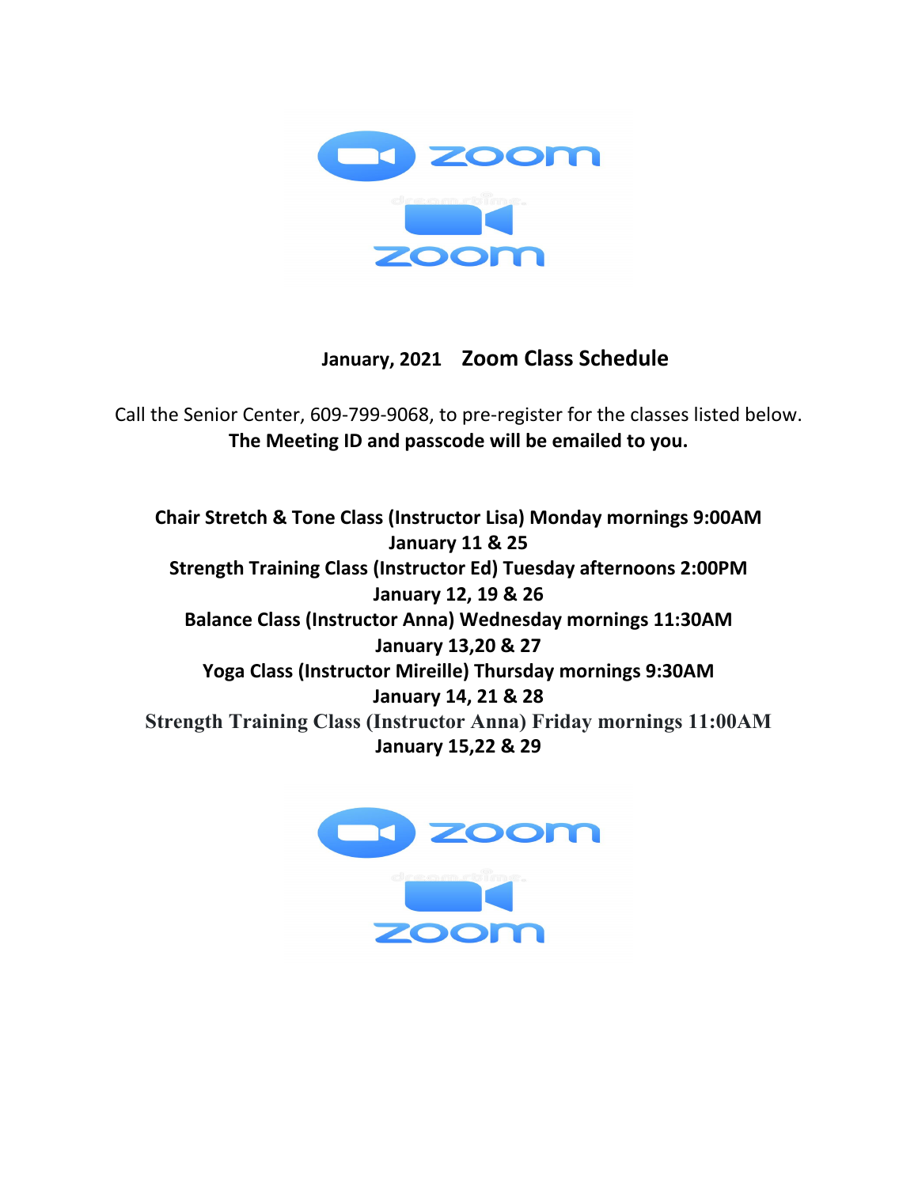## January, 2021 Zoom Class Schedule

Call the Senior Center, 609-799-9068, to pre-register for the classes listed below.
**The Meeting ID and passcode will be emailed to you.**

**Chair Stretch & Tone Class (Instructor Lisa) Monday mornings 9:00AM**
**January 11 & 25**

**Strength Training Class (Instructor Ed) Tuesday afternoons 2:00PM**
**January 12, 19 & 26**

**Balance Class (Instructor Anna) Wednesday mornings 11:30AM**
**January 13,20 & 27**

**Yoga Class (Instructor Mireille) Thursday mornings 9:30AM**
**January 14, 21 & 28**

**Strength Training Class (Instructor Anna) Friday mornings 11:00AM**
**January 15,22 & 29**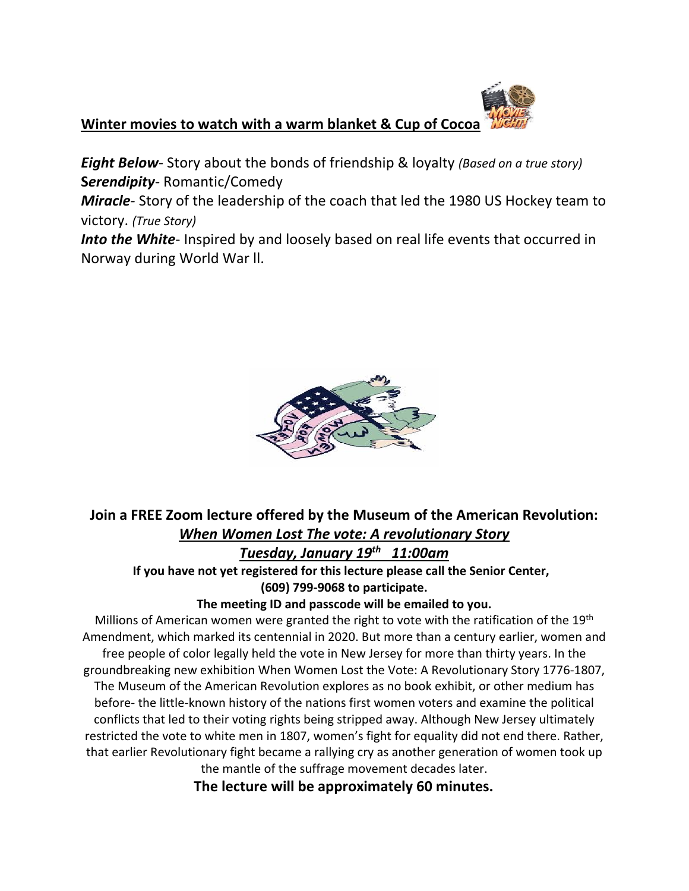**<u>Winter movies to watch with a warm blanket & Cup of Cocoa</u>**

***Eight Below***- Story about the bonds of friendship & loyalty *(Based on a true story)*
**S*erendipity***- Romantic/Comedy
***Miracle***- Story of the leadership of the coach that led the 1980 US Hockey team to victory. *(True Story)*
***Into the White***- Inspired by and loosely based on real life events that occurred in Norway during World War ll.

**Join a FREE Zoom lecture offered by the Museum of the American Revolution:**

***<u>When Women Lost The vote: A revolutionary Story</u>***

***<u>Tuesday, January 19th 11:00am</u>***

**If you have not yet registered for this lecture please call the Senior Center, (609) 799-9068 to participate.**

**The meeting ID and passcode will be emailed to you.**

Millions of American women were granted the right to vote with the ratification of the 19th Amendment, which marked its centennial in 2020. But more than a century earlier, women and free people of color legally held the vote in New Jersey for more than thirty years. In the groundbreaking new exhibition When Women Lost the Vote: A Revolutionary Story 1776-1807, The Museum of the American Revolution explores as no book exhibit, or other medium has before- the little-known history of the nations first women voters and examine the political conflicts that led to their voting rights being stripped away. Although New Jersey ultimately restricted the vote to white men in 1807, women's fight for equality did not end there. Rather, that earlier Revolutionary fight became a rallying cry as another generation of women took up the mantle of the suffrage movement decades later.

**The lecture will be approximately 60 minutes.**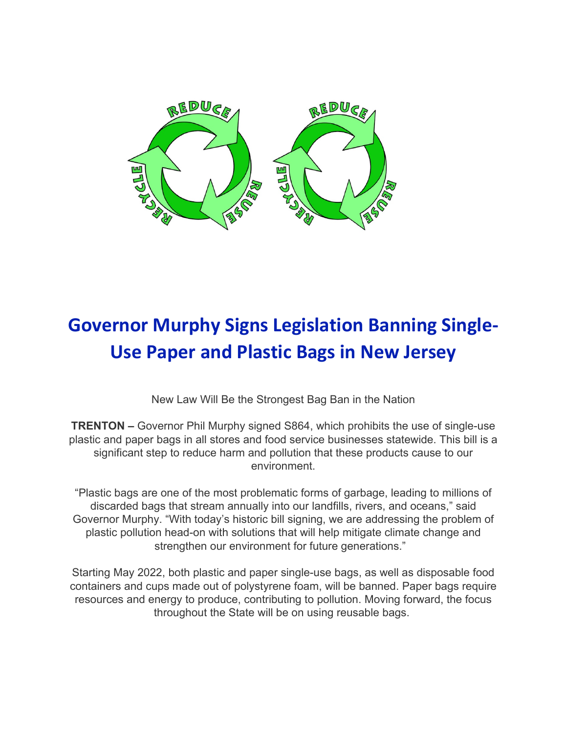# Governor Murphy Signs Legislation Banning Single-Use Paper and Plastic Bags in New Jersey

New Law Will Be the Strongest Bag Ban in the Nation

**TRENTON –** Governor Phil Murphy signed S864, which prohibits the use of single-use plastic and paper bags in all stores and food service businesses statewide. This bill is a significant step to reduce harm and pollution that these products cause to our environment.

"Plastic bags are one of the most problematic forms of garbage, leading to millions of discarded bags that stream annually into our landfills, rivers, and oceans," said Governor Murphy. "With today's historic bill signing, we are addressing the problem of plastic pollution head-on with solutions that will help mitigate climate change and strengthen our environment for future generations."

Starting May 2022, both plastic and paper single-use bags, as well as disposable food containers and cups made out of polystyrene foam, will be banned. Paper bags require resources and energy to produce, contributing to pollution. Moving forward, the focus throughout the State will be on using reusable bags.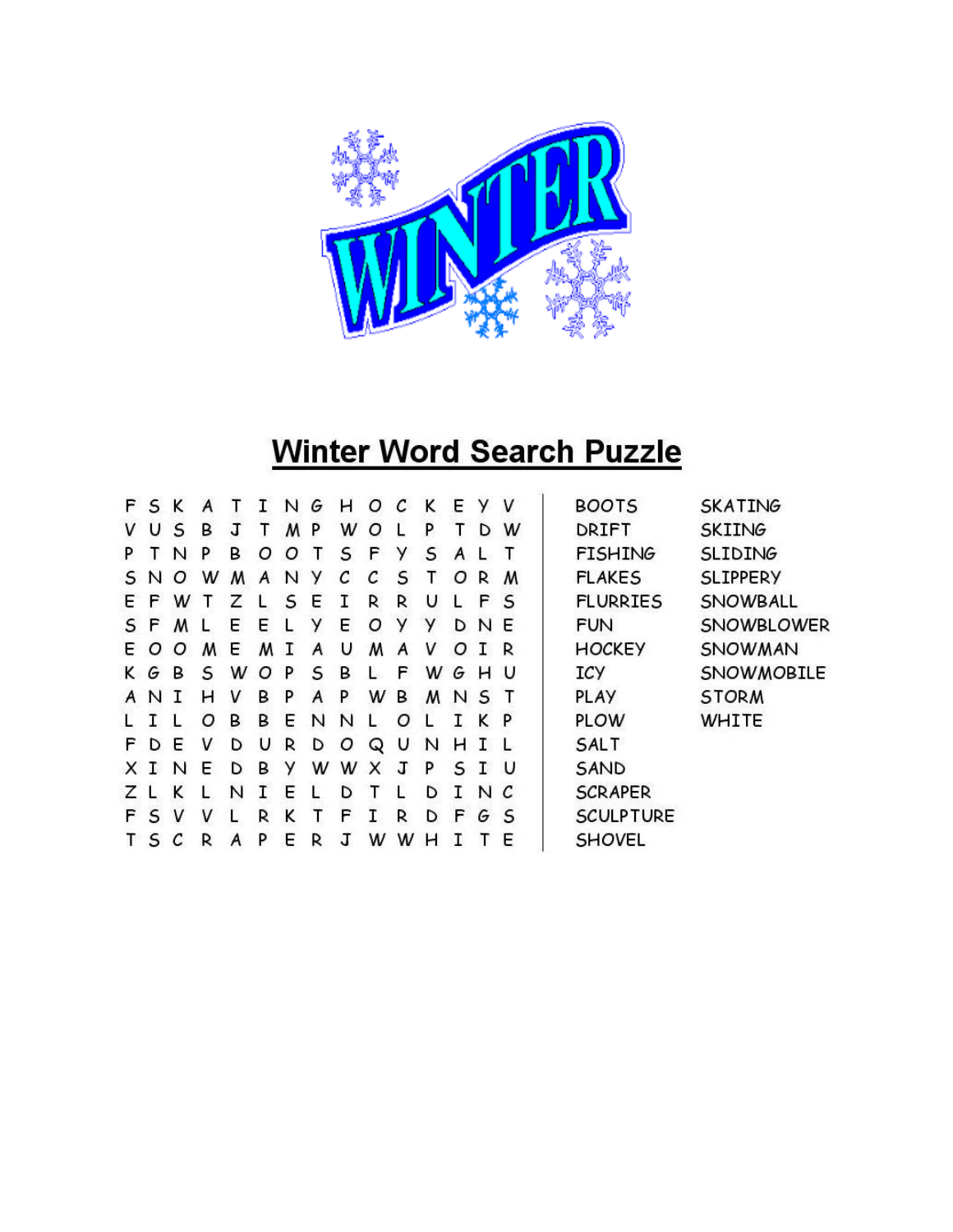# Winter Word Search Puzzle

```
F S K A T I N G H O C K E Y V
V U S B J T M P W O L P T D W
P T N P B O O T S F Y S A L T
S N O W M A N Y C C S T O R M
E F W T Z L S E I R R U L F S
S F M L E E L Y E O Y Y D N E
E O O M E M I A U M A V O I R
K G B S W O P S B L F W G H U
A N I H V B P A P W B M N S T
L I L O B B E N N L O L I K P
F D E V D U R D O Q U N H I L
X I N E D B Y W W X J P S I U
Z L K L N I E L D T L D I N C
F S V V L R K T F I R D F G S
T S C R A P E R J W W H I T E
```

| | |
|---|---|
| BOOTS | SKATING |
| DRIFT | SKIING |
| FISHING | SLIDING |
| FLAKES | SLIPPERY |
| FLURRIES | SNOWBALL |
| FUN | SNOWBLOWER |
| HOCKEY | SNOWMAN |
| ICY | SNOWMOBILE |
| PLAY | STORM |
| PLOW | WHITE |
| SALT | |
| SAND | |
| SCRAPER | |
| SCULPTURE | |
| SHOVEL | |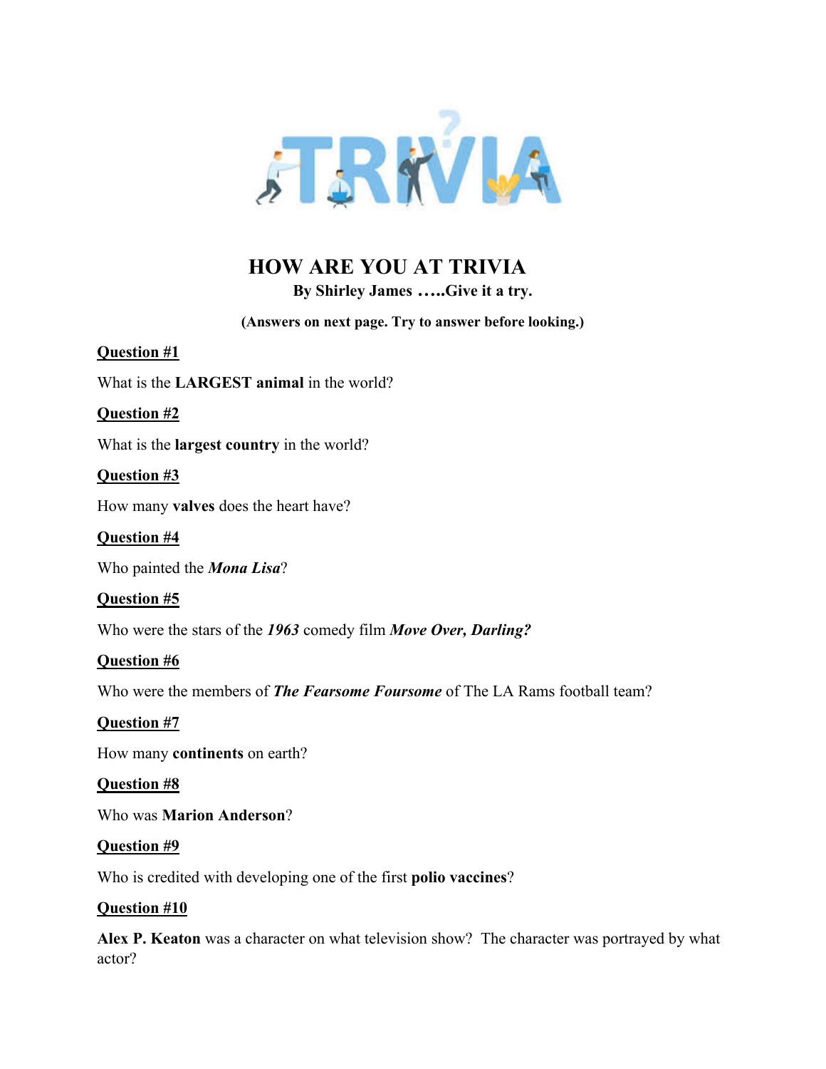# HOW ARE YOU AT TRIVIA

**By Shirley James …..Give it a try.**

**(Answers on next page. Try to answer before looking.)**

**Question #1**

What is the **LARGEST animal** in the world?

**Question #2**

What is the **largest country** in the world?

**Question #3**

How many **valves** does the heart have?

**Question #4**

Who painted the ***Mona Lisa***?

**Question #5**

Who were the stars of the ***1963*** comedy film ***Move Over, Darling?***

**Question #6**

Who were the members of ***The Fearsome Foursome*** of The LA Rams football team?

**Question #7**

How many **continents** on earth?

**Question #8**

Who was **Marion Anderson**?

**Question #9**

Who is credited with developing one of the first **polio vaccines**?

**Question #10**

**Alex P. Keaton** was a character on what television show? The character was portrayed by what actor?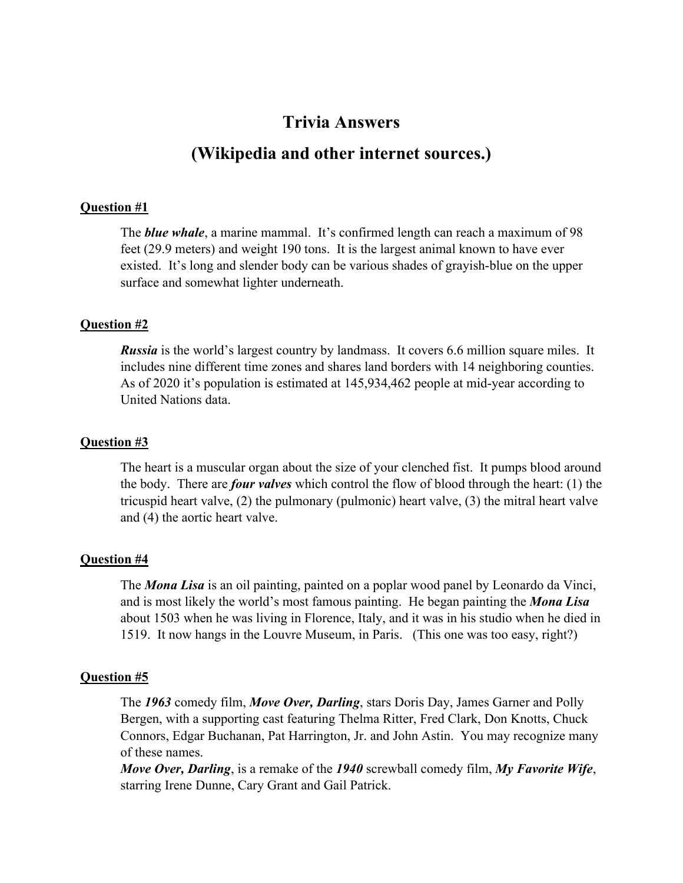# Trivia Answers

## (Wikipedia and other internet sources.)

**Question #1**

The ***blue whale***, a marine mammal. It's confirmed length can reach a maximum of 98 feet (29.9 meters) and weight 190 tons. It is the largest animal known to have ever existed. It's long and slender body can be various shades of grayish-blue on the upper surface and somewhat lighter underneath.

**Question #2**

***Russia*** is the world's largest country by landmass. It covers 6.6 million square miles. It includes nine different time zones and shares land borders with 14 neighboring counties. As of 2020 it's population is estimated at 145,934,462 people at mid-year according to United Nations data.

**Question #3**

The heart is a muscular organ about the size of your clenched fist. It pumps blood around the body. There are ***four valves*** which control the flow of blood through the heart: (1) the tricuspid heart valve, (2) the pulmonary (pulmonic) heart valve, (3) the mitral heart valve and (4) the aortic heart valve.

**Question #4**

The ***Mona Lisa*** is an oil painting, painted on a poplar wood panel by Leonardo da Vinci, and is most likely the world's most famous painting. He began painting the ***Mona Lisa*** about 1503 when he was living in Florence, Italy, and it was in his studio when he died in 1519. It now hangs in the Louvre Museum, in Paris. (This one was too easy, right?)

**Question #5**

The ***1963*** comedy film, ***Move Over, Darling***, stars Doris Day, James Garner and Polly Bergen, with a supporting cast featuring Thelma Ritter, Fred Clark, Don Knotts, Chuck Connors, Edgar Buchanan, Pat Harrington, Jr. and John Astin. You may recognize many of these names.

***Move Over, Darling***, is a remake of the ***1940*** screwball comedy film, ***My Favorite Wife***, starring Irene Dunne, Cary Grant and Gail Patrick.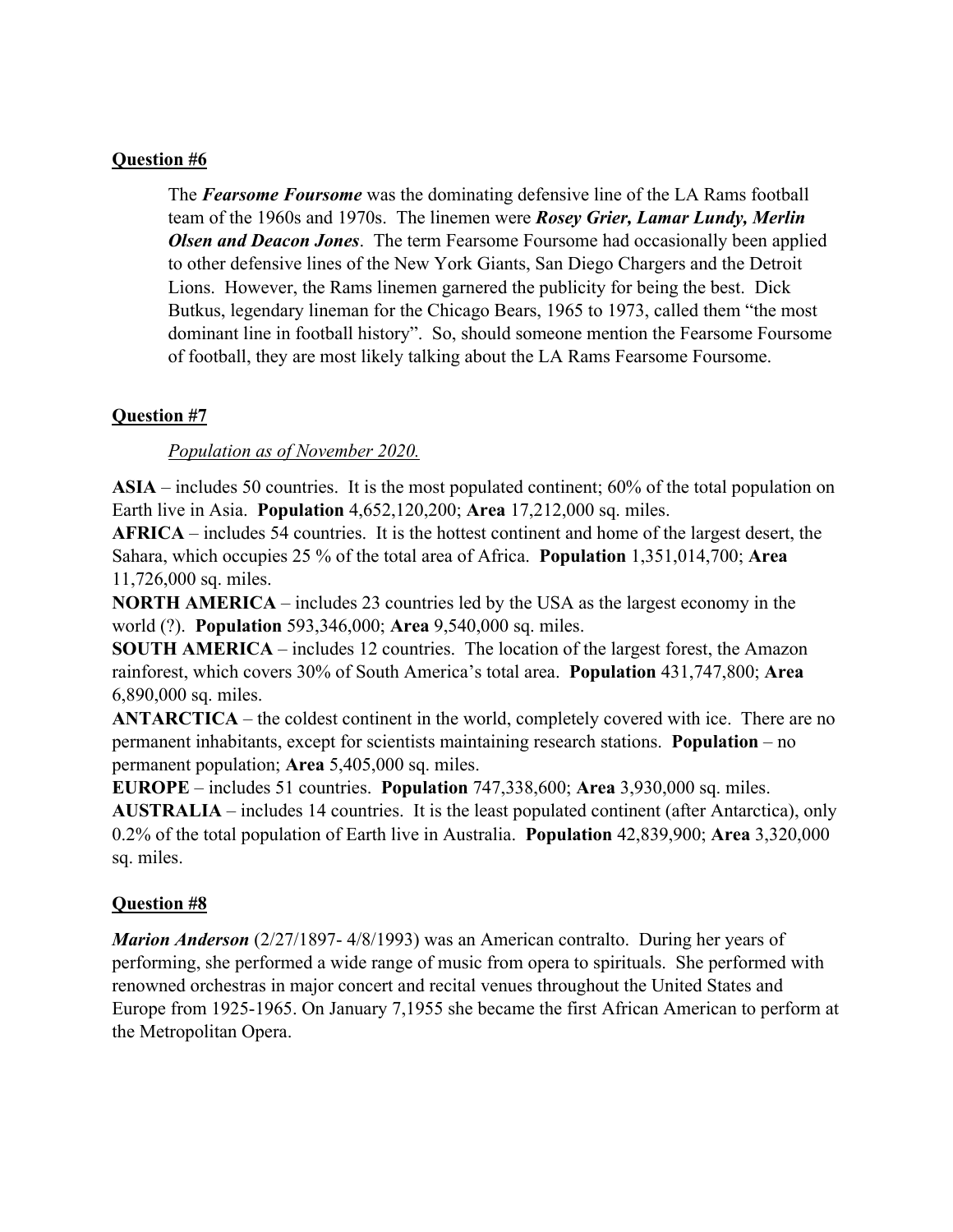**<u>Question #6</u>**

The ***Fearsome Foursome*** was the dominating defensive line of the LA Rams football team of the 1960s and 1970s. The linemen were ***Rosey Grier, Lamar Lundy, Merlin Olsen and Deacon Jones***. The term Fearsome Foursome had occasionally been applied to other defensive lines of the New York Giants, San Diego Chargers and the Detroit Lions. However, the Rams linemen garnered the publicity for being the best. Dick Butkus, legendary lineman for the Chicago Bears, 1965 to 1973, called them "the most dominant line in football history". So, should someone mention the Fearsome Foursome of football, they are most likely talking about the LA Rams Fearsome Foursome.

**<u>Question #7</u>**

*<u>Population as of November 2020.</u>*

**ASIA** – includes 50 countries. It is the most populated continent; 60% of the total population on Earth live in Asia. **Population** 4,652,120,200; **Area** 17,212,000 sq. miles.
**AFRICA** – includes 54 countries. It is the hottest continent and home of the largest desert, the Sahara, which occupies 25 % of the total area of Africa. **Population** 1,351,014,700; **Area** 11,726,000 sq. miles.
**NORTH AMERICA** – includes 23 countries led by the USA as the largest economy in the world (?). **Population** 593,346,000; **Area** 9,540,000 sq. miles.
**SOUTH AMERICA** – includes 12 countries. The location of the largest forest, the Amazon rainforest, which covers 30% of South America's total area. **Population** 431,747,800; **Area** 6,890,000 sq. miles.
**ANTARCTICA** – the coldest continent in the world, completely covered with ice. There are no permanent inhabitants, except for scientists maintaining research stations. **Population** – no permanent population; **Area** 5,405,000 sq. miles.
**EUROPE** – includes 51 countries. **Population** 747,338,600; **Area** 3,930,000 sq. miles.
**AUSTRALIA** – includes 14 countries. It is the least populated continent (after Antarctica), only 0.2% of the total population of Earth live in Australia. **Population** 42,839,900; **Area** 3,320,000 sq. miles.

**<u>Question #8</u>**

***Marion Anderson*** (2/27/1897- 4/8/1993) was an American contralto. During her years of performing, she performed a wide range of music from opera to spirituals. She performed with renowned orchestras in major concert and recital venues throughout the United States and Europe from 1925-1965. On January 7,1955 she became the first African American to perform at the Metropolitan Opera.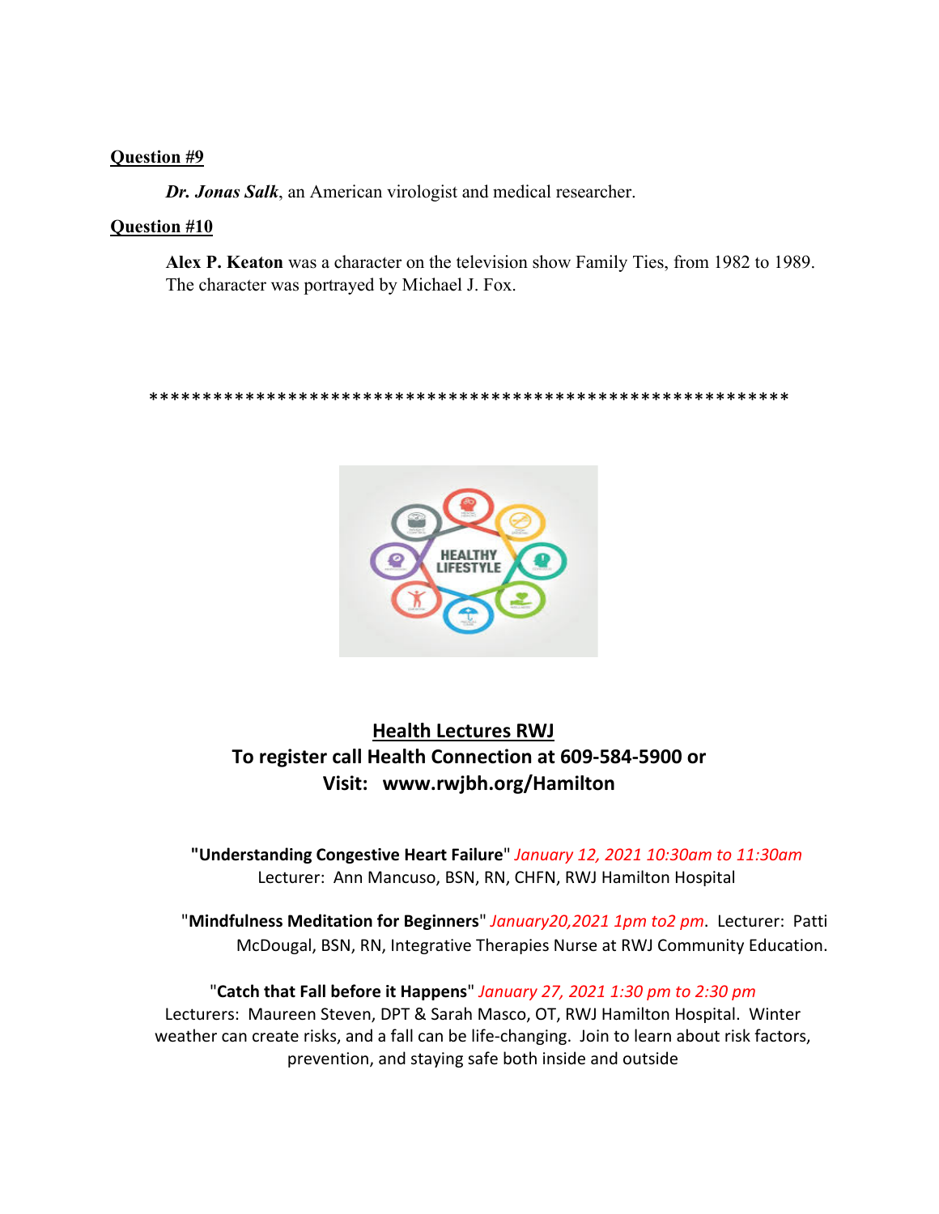**Question #9**

***Dr. Jonas Salk***, an American virologist and medical researcher.

**Question #10**

**Alex P. Keaton** was a character on the television show Family Ties, from 1982 to 1989. The character was portrayed by Michael J. Fox.

****************************************************************

## Health Lectures RWJ

**To register call Health Connection at 609-584-5900 or**
**Visit: www.rwjbh.org/Hamilton**

"**Understanding Congestive Heart Failure**" *January 12, 2021 10:30am to 11:30am*
Lecturer: Ann Mancuso, BSN, RN, CHFN, RWJ Hamilton Hospital

"**Mindfulness Meditation for Beginners**" *January20,2021 1pm to2 pm*. Lecturer: Patti McDougal, BSN, RN, Integrative Therapies Nurse at RWJ Community Education.

"**Catch that Fall before it Happens**" *January 27, 2021 1:30 pm to 2:30 pm*
Lecturers: Maureen Steven, DPT & Sarah Masco, OT, RWJ Hamilton Hospital. Winter weather can create risks, and a fall can be life-changing. Join to learn about risk factors, prevention, and staying safe both inside and outside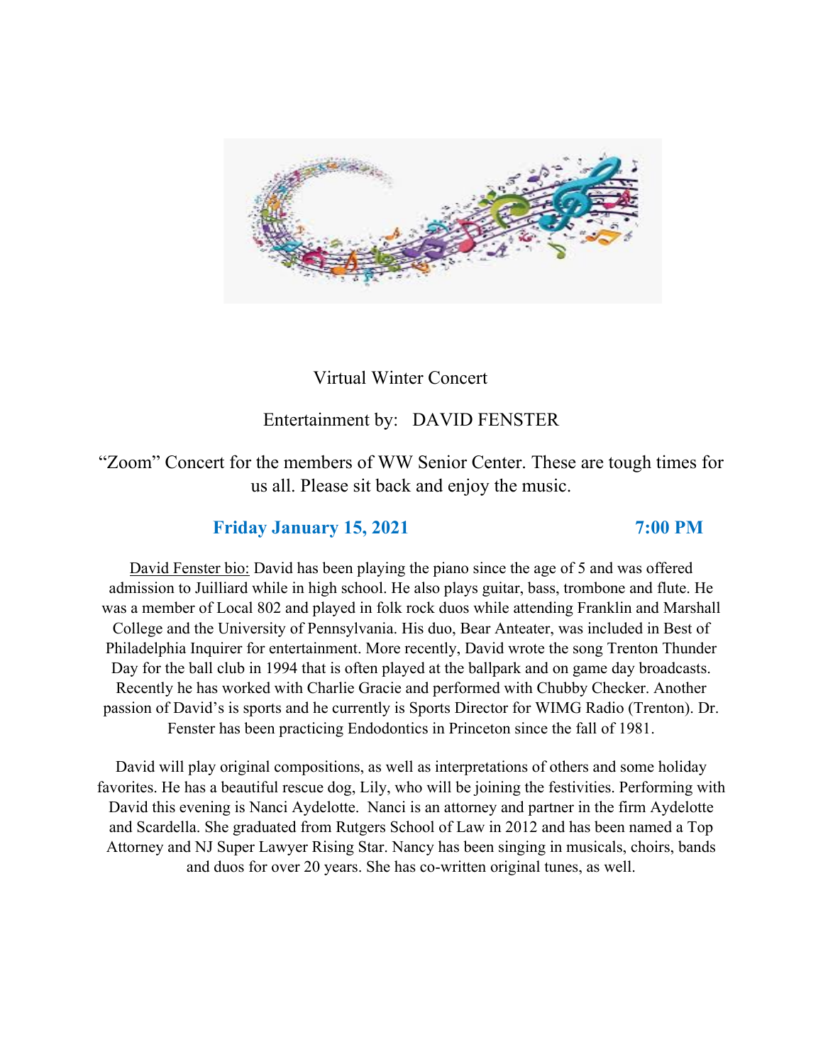Virtual Winter Concert

Entertainment by: DAVID FENSTER

"Zoom" Concert for the members of WW Senior Center. These are tough times for us all. Please sit back and enjoy the music.

**Friday January 15, 2021** **7:00 PM**

David Fenster bio: David has been playing the piano since the age of 5 and was offered admission to Juilliard while in high school. He also plays guitar, bass, trombone and flute. He was a member of Local 802 and played in folk rock duos while attending Franklin and Marshall College and the University of Pennsylvania. His duo, Bear Anteater, was included in Best of Philadelphia Inquirer for entertainment. More recently, David wrote the song Trenton Thunder Day for the ball club in 1994 that is often played at the ballpark and on game day broadcasts. Recently he has worked with Charlie Gracie and performed with Chubby Checker. Another passion of David's is sports and he currently is Sports Director for WIMG Radio (Trenton). Dr. Fenster has been practicing Endodontics in Princeton since the fall of 1981.

David will play original compositions, as well as interpretations of others and some holiday favorites. He has a beautiful rescue dog, Lily, who will be joining the festivities. Performing with David this evening is Nanci Aydelotte. Nanci is an attorney and partner in the firm Aydelotte and Scardella. She graduated from Rutgers School of Law in 2012 and has been named a Top Attorney and NJ Super Lawyer Rising Star. Nancy has been singing in musicals, choirs, bands and duos for over 20 years. She has co-written original tunes, as well.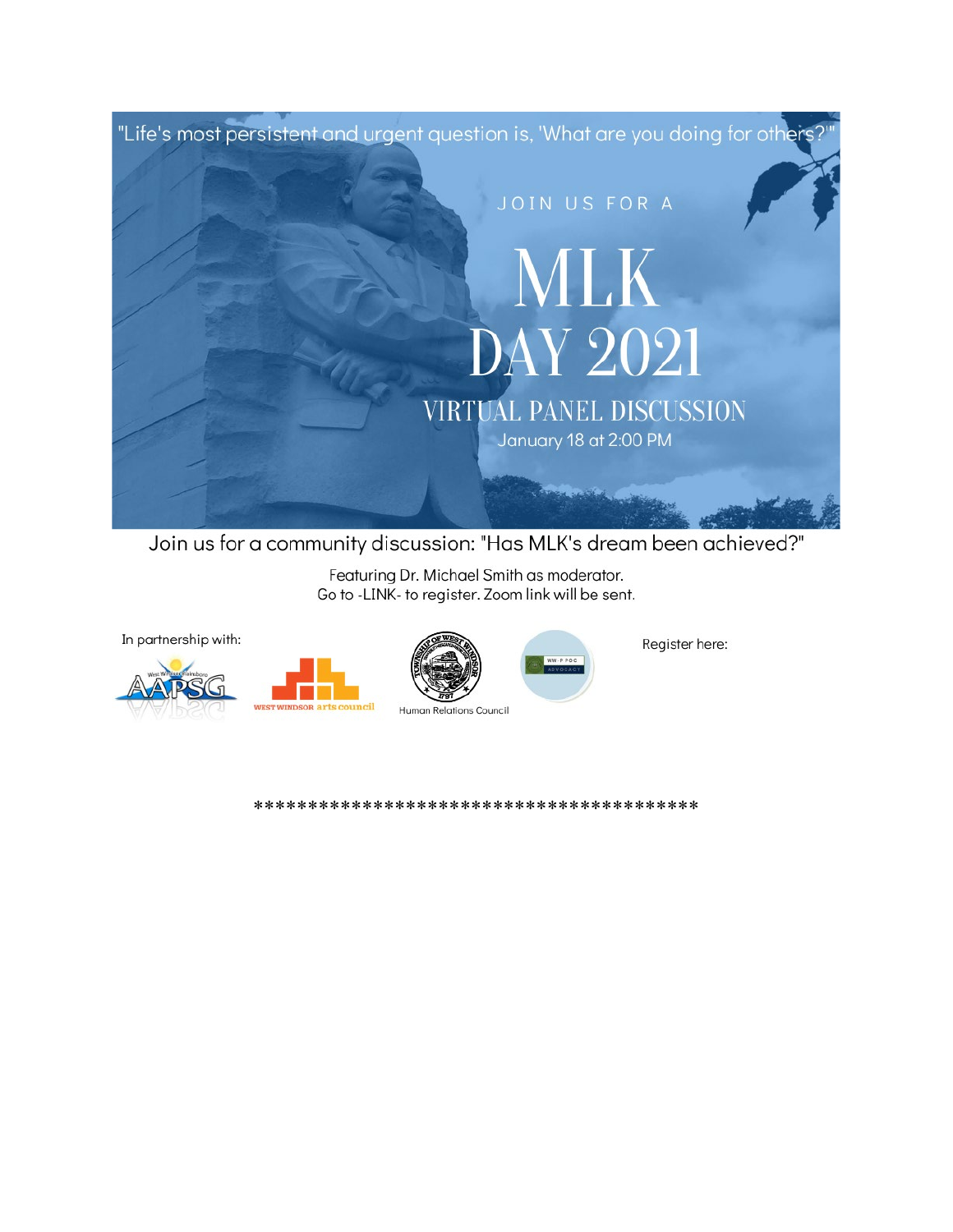"Life's most persistent and urgent question is, 'What are you doing for others?'"

JOIN US FOR A

# MLK DAY 2021

## VIRTUAL PANEL DISCUSSION

January 18 at 2:00 PM

Join us for a community discussion: "Has MLK's dream been achieved?"

Featuring Dr. Michael Smith as moderator.
Go to -LINK- to register. Zoom link will be sent.

In partnership with:

West Windsor Plainsboro AAPSG

WEST WINDSOR arts council

Human Relations Council

WW-P POC ADVOCACY

Register here:

****************************************